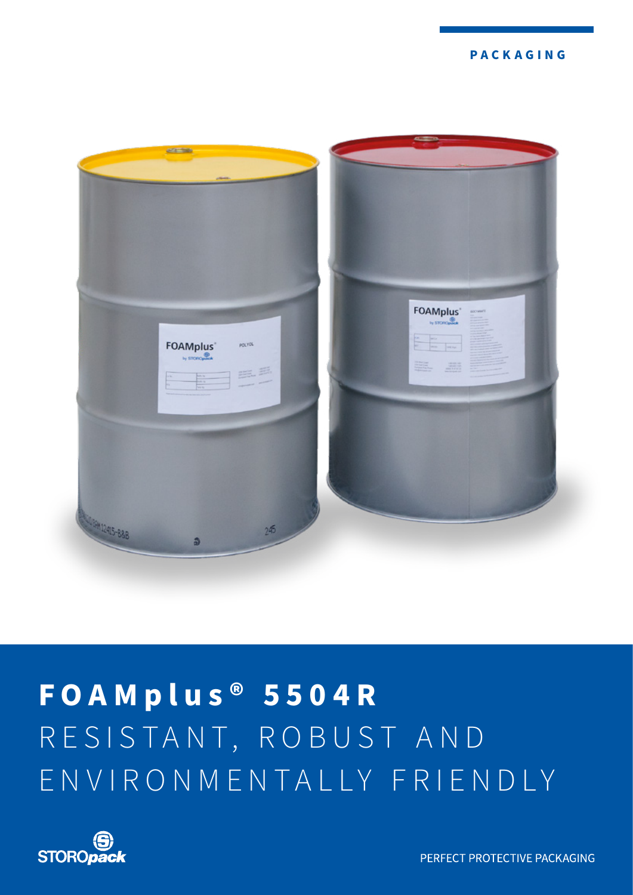PACKAGING

# FOAMplus® 5504R

RESISTANT, ROBUST AND ENVIRONMENTALLY FRIENDLY

STOROpack

PERFECT PROTECTIVE PACKAGING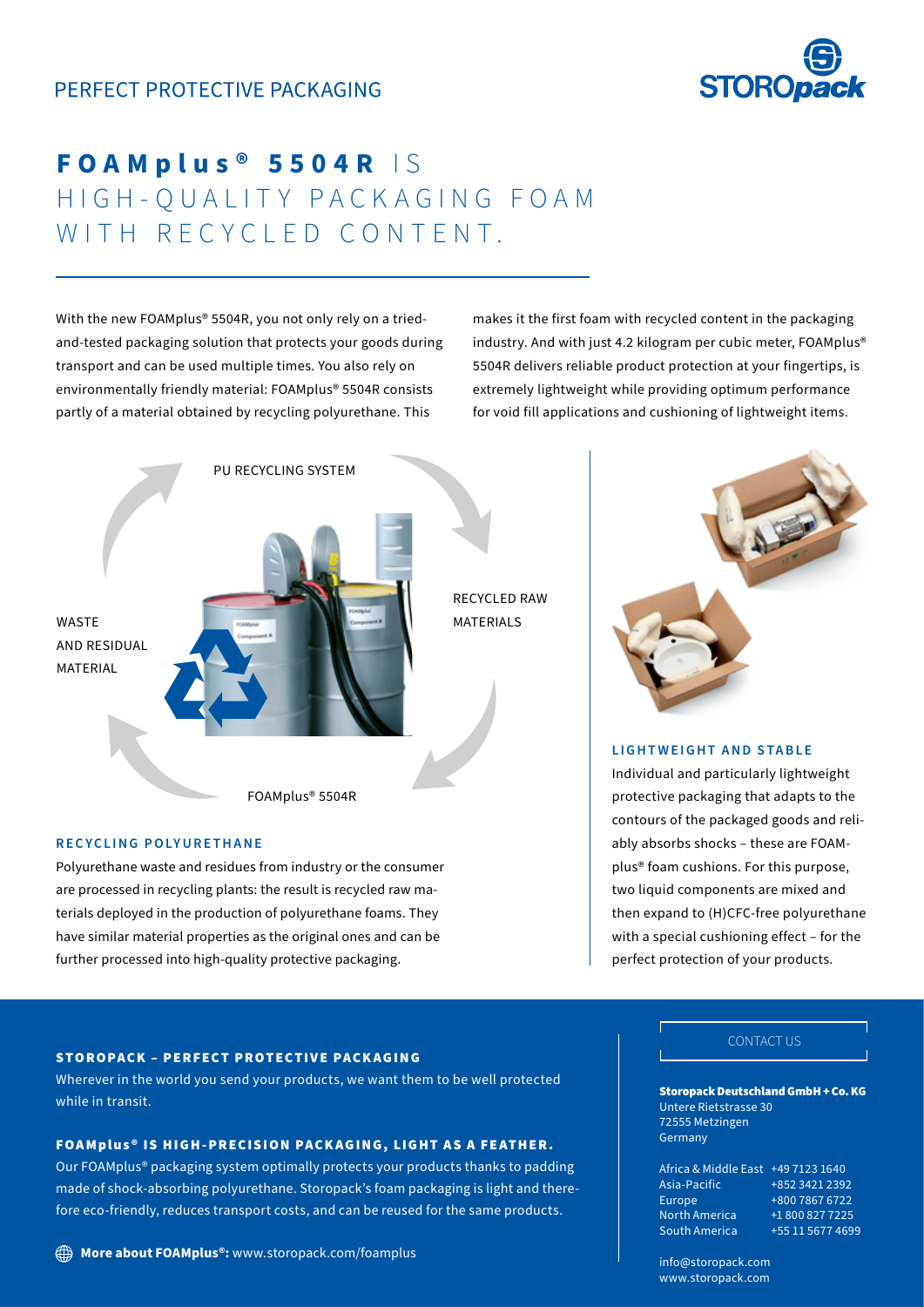PERFECT PROTECTIVE PACKAGING

# FOAMplus® 5504R IS HIGH-QUALITY PACKAGING FOAM WITH RECYCLED CONTENT.

With the new FOAMplus® 5504R, you not only rely on a tried-and-tested packaging solution that protects your goods during transport and can be used multiple times. You also rely on environmentally friendly material: FOAMplus® 5504R consists partly of a material obtained by recycling polyurethane. This makes it the first foam with recycled content in the packaging industry. And with just 4.2 kilogram per cubic meter, FOAMplus® 5504R delivers reliable product protection at your fingertips, is extremely lightweight while providing optimum performance for void fill applications and cushioning of lightweight items.

PU RECYCLING SYSTEM

RECYCLED RAW MATERIALS

FOAMplus® 5504R

WASTE AND RESIDUAL MATERIAL

### RECYCLING POLYURETHANE

Polyurethane waste and residues from industry or the consumer are processed in recycling plants: the result is recycled raw materials deployed in the production of polyurethane foams. They have similar material properties as the original ones and can be further processed into high-quality protective packaging.

### LIGHTWEIGHT AND STABLE

Individual and particularly lightweight protective packaging that adapts to the contours of the packaged goods and reliably absorbs shocks – these are FOAMplus® foam cushions. For this purpose, two liquid components are mixed and then expand to (H)CFC-free polyurethane with a special cushioning effect – for the perfect protection of your products.

### STOROPACK – PERFECT PROTECTIVE PACKAGING

Wherever in the world you send your products, we want them to be well protected while in transit.

### FOAMplus® IS HIGH-PRECISION PACKAGING, LIGHT AS A FEATHER.

Our FOAMplus® packaging system optimally protects your products thanks to padding made of shock-absorbing polyurethane. Storopack's foam packaging is light and therefore eco-friendly, reduces transport costs, and can be reused for the same products.

**More about FOAMplus®:** www.storopack.com/foamplus

CONTACT US

**Storopack Deutschland GmbH + Co. KG**
Untere Rietstrasse 30
72555 Metzingen
Germany

| | |
|---|---|
| Africa & Middle East | +49 7123 1640 |
| Asia-Pacific | +852 3421 2392 |
| Europe | +800 7867 6722 |
| North America | +1 800 827 7225 |
| South America | +55 11 5677 4699 |

info@storopack.com
www.storopack.com